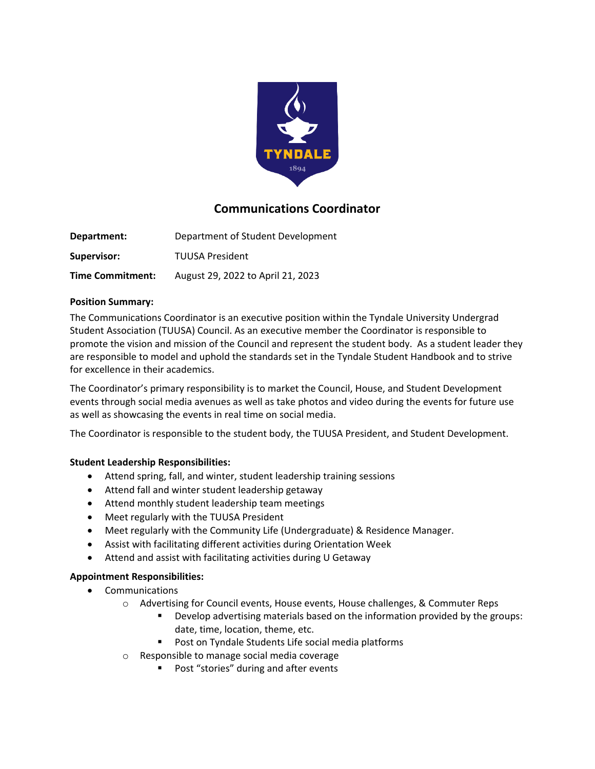# Communications Coordinator

**Department:** Department of Student Development

**Supervisor:** TUUSA President

**Time Commitment:** August 29, 2022 to April 21, 2023

**Position Summary:**

The Communications Coordinator is an executive position within the Tyndale University Undergrad Student Association (TUUSA) Council. As an executive member the Coordinator is responsible to promote the vision and mission of the Council and represent the student body. As a student leader they are responsible to model and uphold the standards set in the Tyndale Student Handbook and to strive for excellence in their academics.

The Coordinator's primary responsibility is to market the Council, House, and Student Development events through social media avenues as well as take photos and video during the events for future use as well as showcasing the events in real time on social media.

The Coordinator is responsible to the student body, the TUUSA President, and Student Development.

**Student Leadership Responsibilities:**

- Attend spring, fall, and winter, student leadership training sessions
- Attend fall and winter student leadership getaway
- Attend monthly student leadership team meetings
- Meet regularly with the TUUSA President
- Meet regularly with the Community Life (Undergraduate) & Residence Manager.
- Assist with facilitating different activities during Orientation Week
- Attend and assist with facilitating activities during U Getaway

**Appointment Responsibilities:**

- Communications
  - Advertising for Council events, House events, House challenges, & Commuter Reps
    - Develop advertising materials based on the information provided by the groups: date, time, location, theme, etc.
    - Post on Tyndale Students Life social media platforms
  - Responsible to manage social media coverage
    - Post "stories" during and after events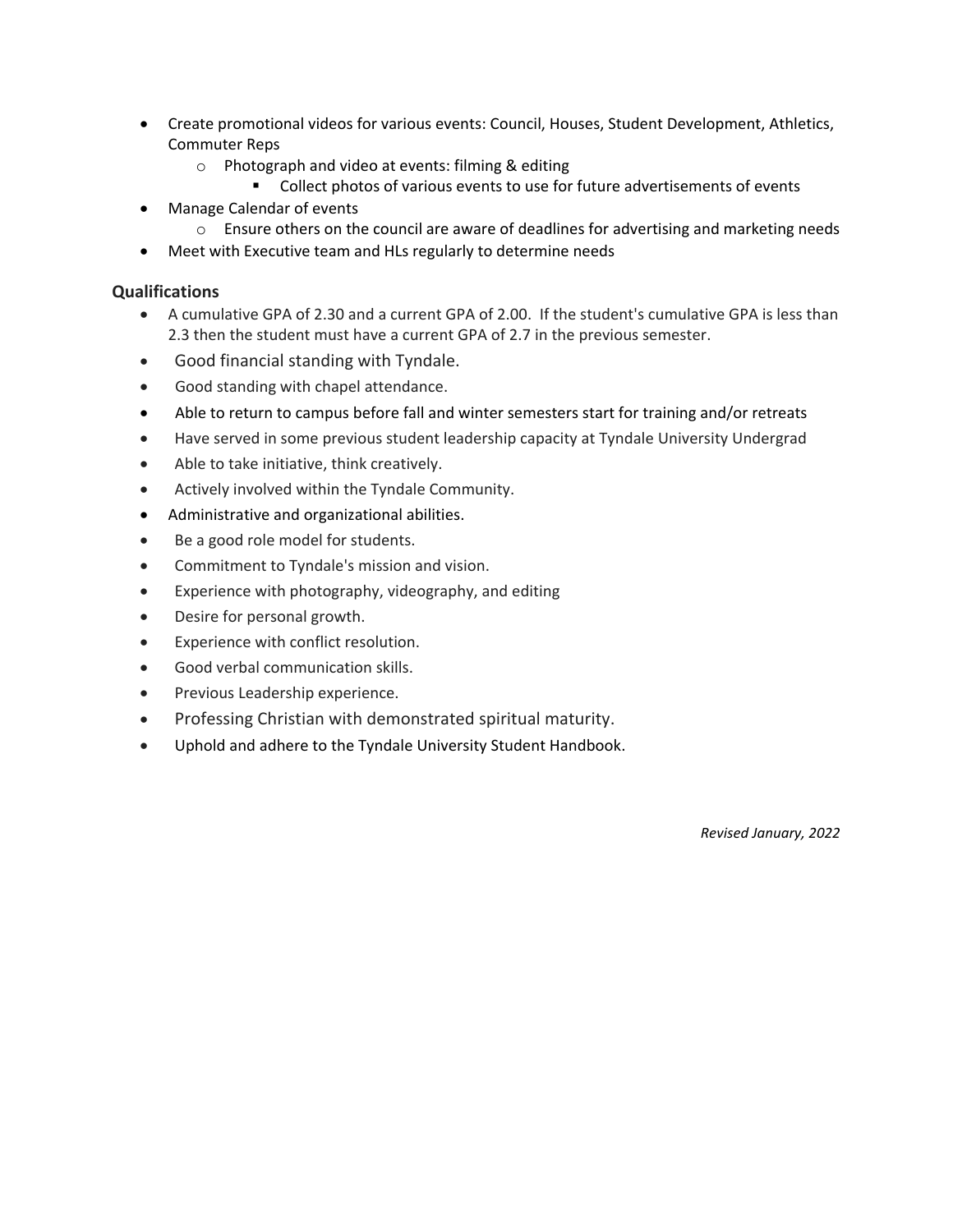- Create promotional videos for various events: Council, Houses, Student Development, Athletics, Commuter Reps
    - Photograph and video at events: filming & editing
        - Collect photos of various events to use for future advertisements of events
- Manage Calendar of events
    - Ensure others on the council are aware of deadlines for advertising and marketing needs
- Meet with Executive team and HLs regularly to determine needs

### Qualifications

- A cumulative GPA of 2.30 and a current GPA of 2.00. If the student's cumulative GPA is less than 2.3 then the student must have a current GPA of 2.7 in the previous semester.
- Good financial standing with Tyndale.
- Good standing with chapel attendance.
- Able to return to campus before fall and winter semesters start for training and/or retreats
- Have served in some previous student leadership capacity at Tyndale University Undergrad
- Able to take initiative, think creatively.
- Actively involved within the Tyndale Community.
- Administrative and organizational abilities.
- Be a good role model for students.
- Commitment to Tyndale's mission and vision.
- Experience with photography, videography, and editing
- Desire for personal growth.
- Experience with conflict resolution.
- Good verbal communication skills.
- Previous Leadership experience.
- Professing Christian with demonstrated spiritual maturity.
- Uphold and adhere to the Tyndale University Student Handbook.

*Revised January, 2022*